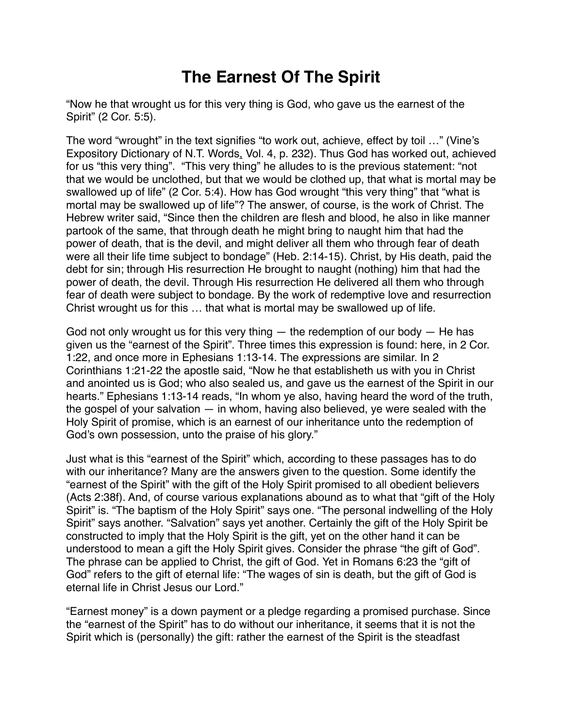# The Earnest Of The Spirit

“Now he that wrought us for this very thing is God, who gave us the earnest of the Spirit” (2 Cor. 5:5).

The word “wrought” in the text signifies “to work out, achieve, effect by toil …” (Vine’s Expository Dictionary of N.T. Words, Vol. 4, p. 232). Thus God has worked out, achieved for us “this very thing”. “This very thing” he alludes to is the previous statement: “not that we would be unclothed, but that we would be clothed up, that what is mortal may be swallowed up of life” (2 Cor. 5:4). How has God wrought “this very thing” that “what is mortal may be swallowed up of life”? The answer, of course, is the work of Christ. The Hebrew writer said, “Since then the children are flesh and blood, he also in like manner partook of the same, that through death he might bring to naught him that had the power of death, that is the devil, and might deliver all them who through fear of death were all their life time subject to bondage” (Heb. 2:14-15). Christ, by His death, paid the debt for sin; through His resurrection He brought to naught (nothing) him that had the power of death, the devil. Through His resurrection He delivered all them who through fear of death were subject to bondage. By the work of redemptive love and resurrection Christ wrought us for this … that what is mortal may be swallowed up of life.

God not only wrought us for this very thing — the redemption of our body — He has given us the “earnest of the Spirit”. Three times this expression is found: here, in 2 Cor. 1:22, and once more in Ephesians 1:13-14. The expressions are similar. In 2 Corinthians 1:21-22 the apostle said, “Now he that establisheth us with you in Christ and anointed us is God; who also sealed us, and gave us the earnest of the Spirit in our hearts.” Ephesians 1:13-14 reads, “In whom ye also, having heard the word of the truth, the gospel of your salvation — in whom, having also believed, ye were sealed with the Holy Spirit of promise, which is an earnest of our inheritance unto the redemption of God’s own possession, unto the praise of his glory.”

Just what is this “earnest of the Spirit” which, according to these passages has to do with our inheritance? Many are the answers given to the question. Some identify the “earnest of the Spirit” with the gift of the Holy Spirit promised to all obedient believers (Acts 2:38f). And, of course various explanations abound as to what that “gift of the Holy Spirit” is. “The baptism of the Holy Spirit” says one. “The personal indwelling of the Holy Spirit” says another. “Salvation” says yet another. Certainly the gift of the Holy Spirit be constructed to imply that the Holy Spirit is the gift, yet on the other hand it can be understood to mean a gift the Holy Spirit gives. Consider the phrase “the gift of God”. The phrase can be applied to Christ, the gift of God. Yet in Romans 6:23 the “gift of God” refers to the gift of eternal life: “The wages of sin is death, but the gift of God is eternal life in Christ Jesus our Lord.”

“Earnest money” is a down payment or a pledge regarding a promised purchase. Since the “earnest of the Spirit” has to do without our inheritance, it seems that it is not the Spirit which is (personally) the gift: rather the earnest of the Spirit is the steadfast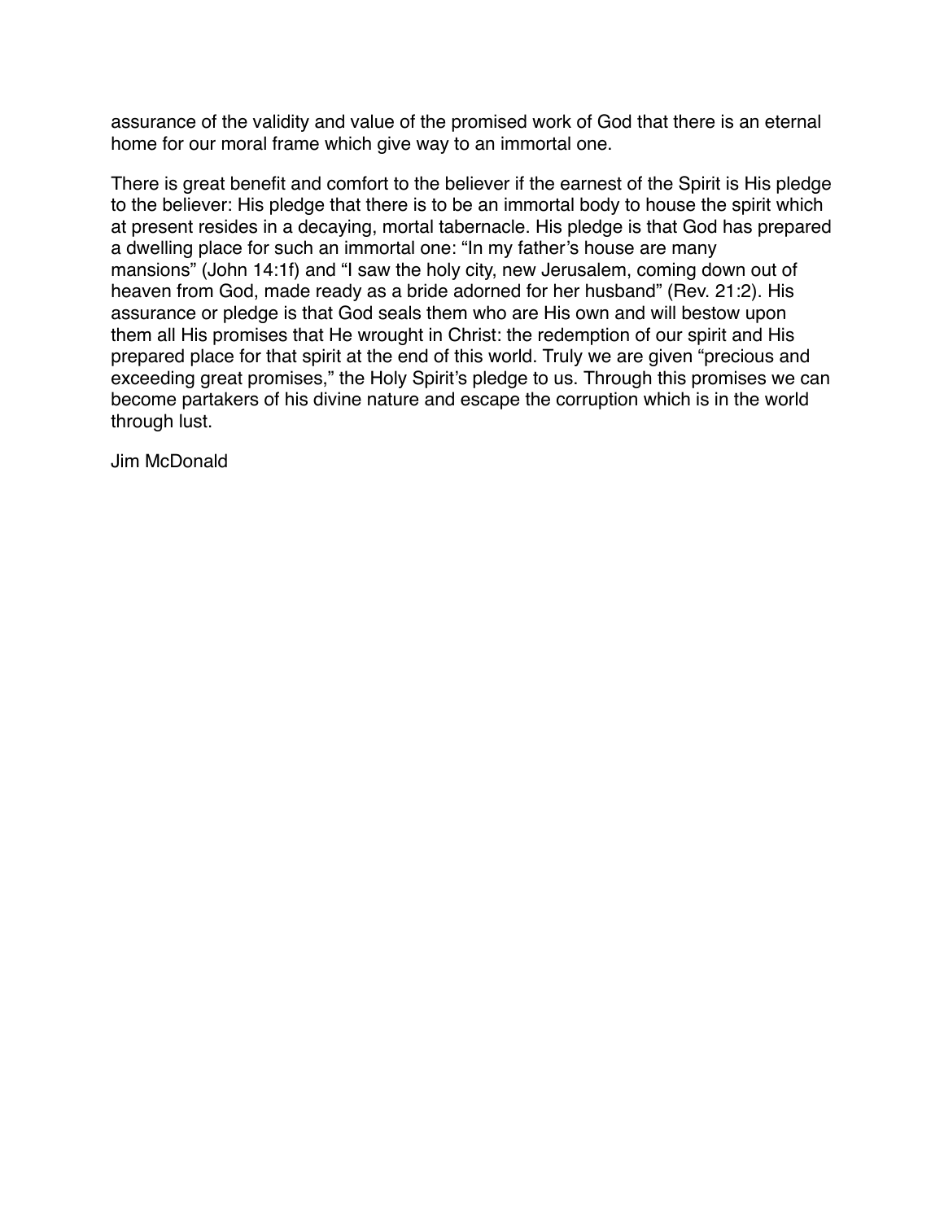assurance of the validity and value of the promised work of God that there is an eternal home for our moral frame which give way to an immortal one.

There is great benefit and comfort to the believer if the earnest of the Spirit is His pledge to the believer: His pledge that there is to be an immortal body to house the spirit which at present resides in a decaying, mortal tabernacle. His pledge is that God has prepared a dwelling place for such an immortal one: "In my father's house are many mansions" (John 14:1f) and "I saw the holy city, new Jerusalem, coming down out of heaven from God, made ready as a bride adorned for her husband" (Rev. 21:2). His assurance or pledge is that God seals them who are His own and will bestow upon them all His promises that He wrought in Christ: the redemption of our spirit and His prepared place for that spirit at the end of this world. Truly we are given "precious and exceeding great promises," the Holy Spirit's pledge to us. Through this promises we can become partakers of his divine nature and escape the corruption which is in the world through lust.

Jim McDonald